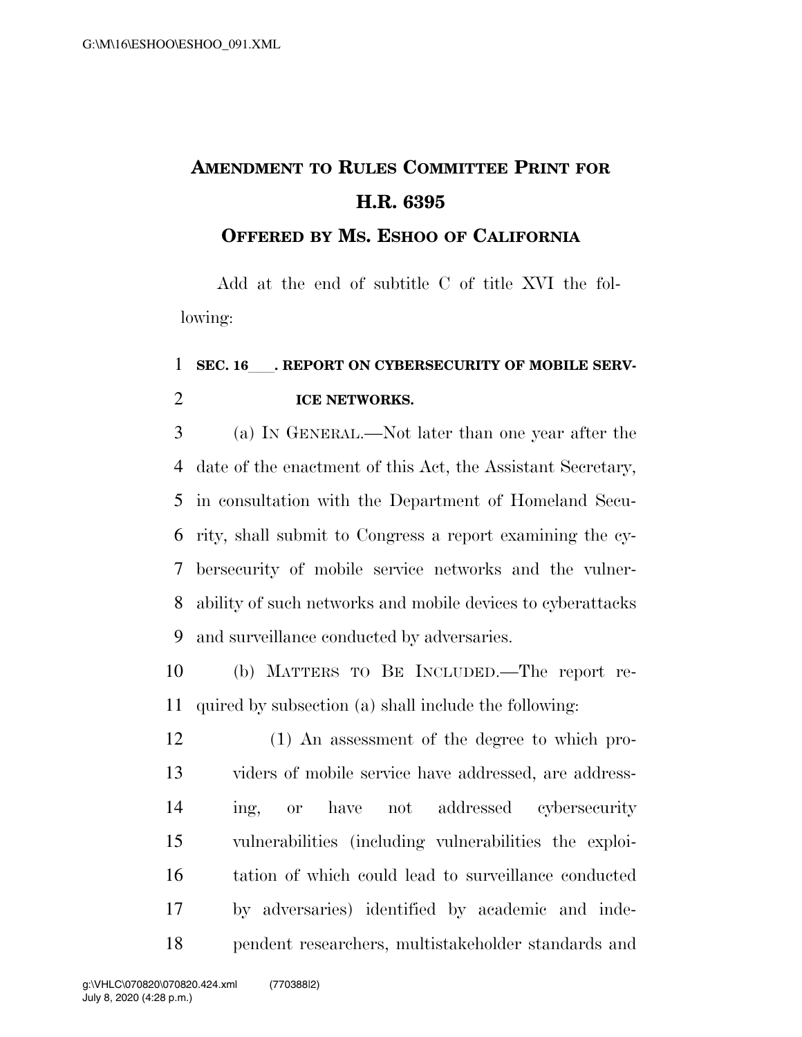# AMENDMENT TO RULES COMMITTEE PRINT FOR H.R. 6395

## OFFERED BY MS. ESHOO OF CALIFORNIA

Add at the end of subtitle C of title XVI the following:

**SEC. 16___. REPORT ON CYBERSECURITY OF MOBILE SERVICE NETWORKS.**

(a) IN GENERAL.—Not later than one year after the date of the enactment of this Act, the Assistant Secretary, in consultation with the Department of Homeland Security, shall submit to Congress a report examining the cybersecurity of mobile service networks and the vulnerability of such networks and mobile devices to cyberattacks and surveillance conducted by adversaries.

(b) MATTERS TO BE INCLUDED.—The report required by subsection (a) shall include the following:

(1) An assessment of the degree to which providers of mobile service have addressed, are addressing, or have not addressed cybersecurity vulnerabilities (including vulnerabilities the exploitation of which could lead to surveillance conducted by adversaries) identified by academic and independent researchers, multistakeholder standards and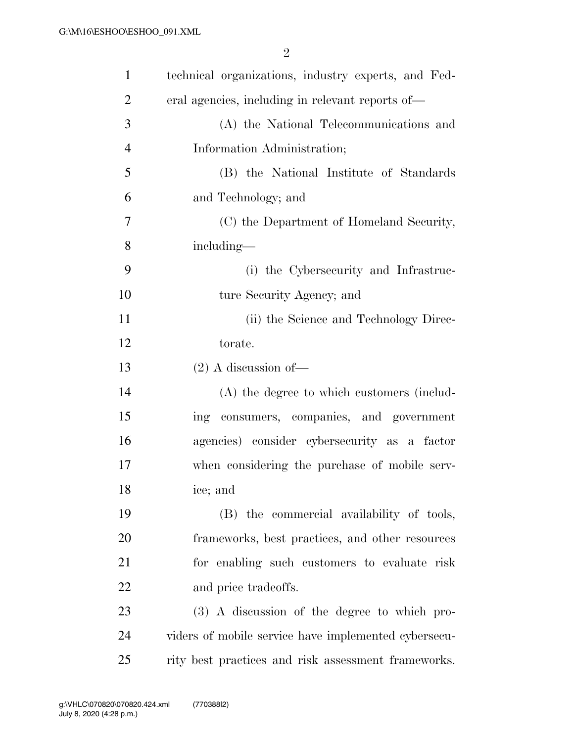technical organizations, industry experts, and Federal agencies, including in relevant reports of—

(A) the National Telecommunications and Information Administration;

(B) the National Institute of Standards and Technology; and

(C) the Department of Homeland Security, including—

(i) the Cybersecurity and Infrastructure Security Agency; and

(ii) the Science and Technology Directorate.

(2) A discussion of—

(A) the degree to which customers (including consumers, companies, and government agencies) consider cybersecurity as a factor when considering the purchase of mobile service; and

(B) the commercial availability of tools, frameworks, best practices, and other resources for enabling such customers to evaluate risk and price tradeoffs.

(3) A discussion of the degree to which providers of mobile service have implemented cybersecurity best practices and risk assessment frameworks.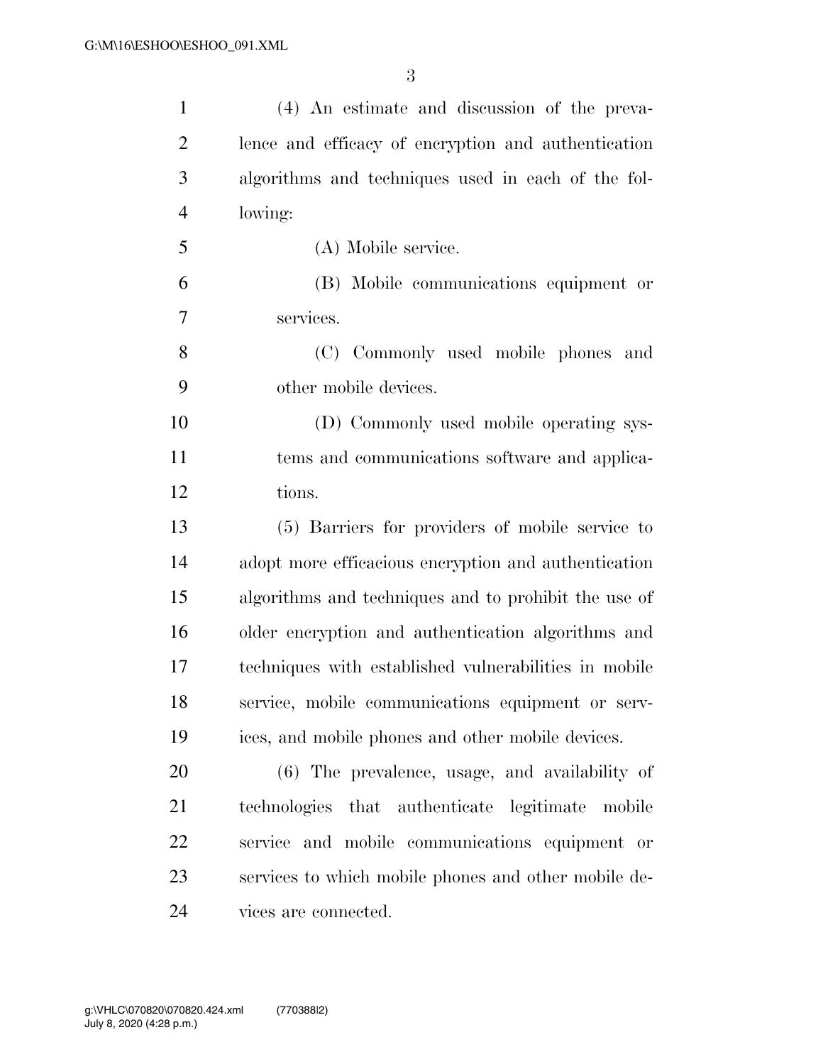(4) An estimate and discussion of the prevalence and efficacy of encryption and authentication algorithms and techniques used in each of the following:

(A) Mobile service.

(B) Mobile communications equipment or services.

(C) Commonly used mobile phones and other mobile devices.

(D) Commonly used mobile operating systems and communications software and applications.

(5) Barriers for providers of mobile service to adopt more efficacious encryption and authentication algorithms and techniques and to prohibit the use of older encryption and authentication algorithms and techniques with established vulnerabilities in mobile service, mobile communications equipment or services, and mobile phones and other mobile devices.

(6) The prevalence, usage, and availability of technologies that authenticate legitimate mobile service and mobile communications equipment or services to which mobile phones and other mobile devices are connected.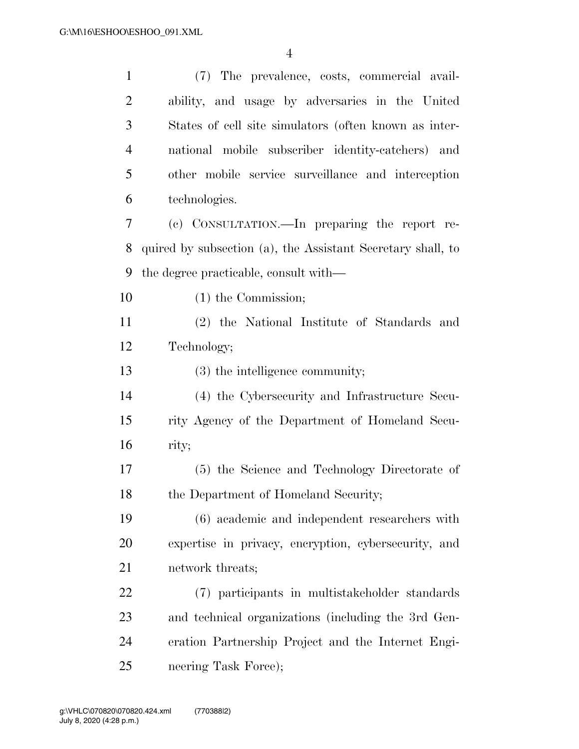(7) The prevalence, costs, commercial availability, and usage by adversaries in the United States of cell site simulators (often known as international mobile subscriber identity-catchers) and other mobile service surveillance and interception technologies.

(c) CONSULTATION.—In preparing the report required by subsection (a), the Assistant Secretary shall, to the degree practicable, consult with—

(1) the Commission;

(2) the National Institute of Standards and Technology;

(3) the intelligence community;

(4) the Cybersecurity and Infrastructure Security Agency of the Department of Homeland Security;

(5) the Science and Technology Directorate of the Department of Homeland Security;

(6) academic and independent researchers with expertise in privacy, encryption, cybersecurity, and network threats;

(7) participants in multistakeholder standards and technical organizations (including the 3rd Generation Partnership Project and the Internet Engineering Task Force);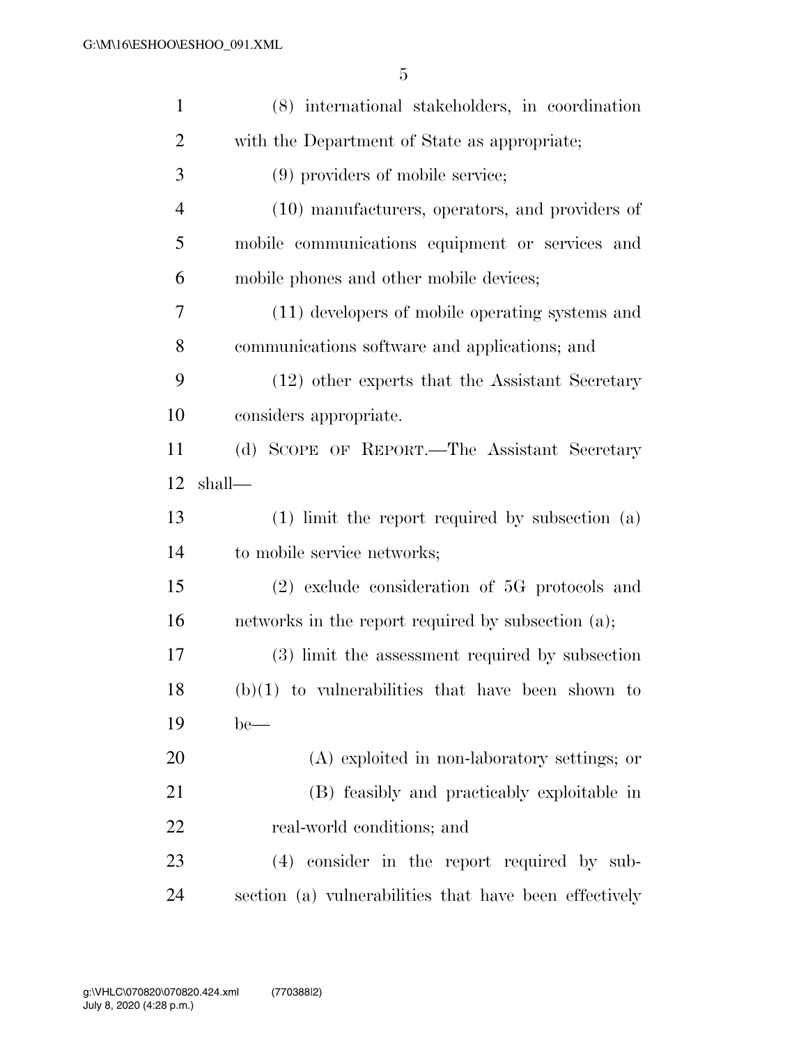(8) international stakeholders, in coordination with the Department of State as appropriate;

(9) providers of mobile service;

(10) manufacturers, operators, and providers of mobile communications equipment or services and mobile phones and other mobile devices;

(11) developers of mobile operating systems and communications software and applications; and

(12) other experts that the Assistant Secretary considers appropriate.

(d) SCOPE OF REPORT.—The Assistant Secretary shall—

(1) limit the report required by subsection (a) to mobile service networks;

(2) exclude consideration of 5G protocols and networks in the report required by subsection (a);

(3) limit the assessment required by subsection (b)(1) to vulnerabilities that have been shown to be—

(A) exploited in non-laboratory settings; or

(B) feasibly and practicably exploitable in real-world conditions; and

(4) consider in the report required by subsection (a) vulnerabilities that have been effectively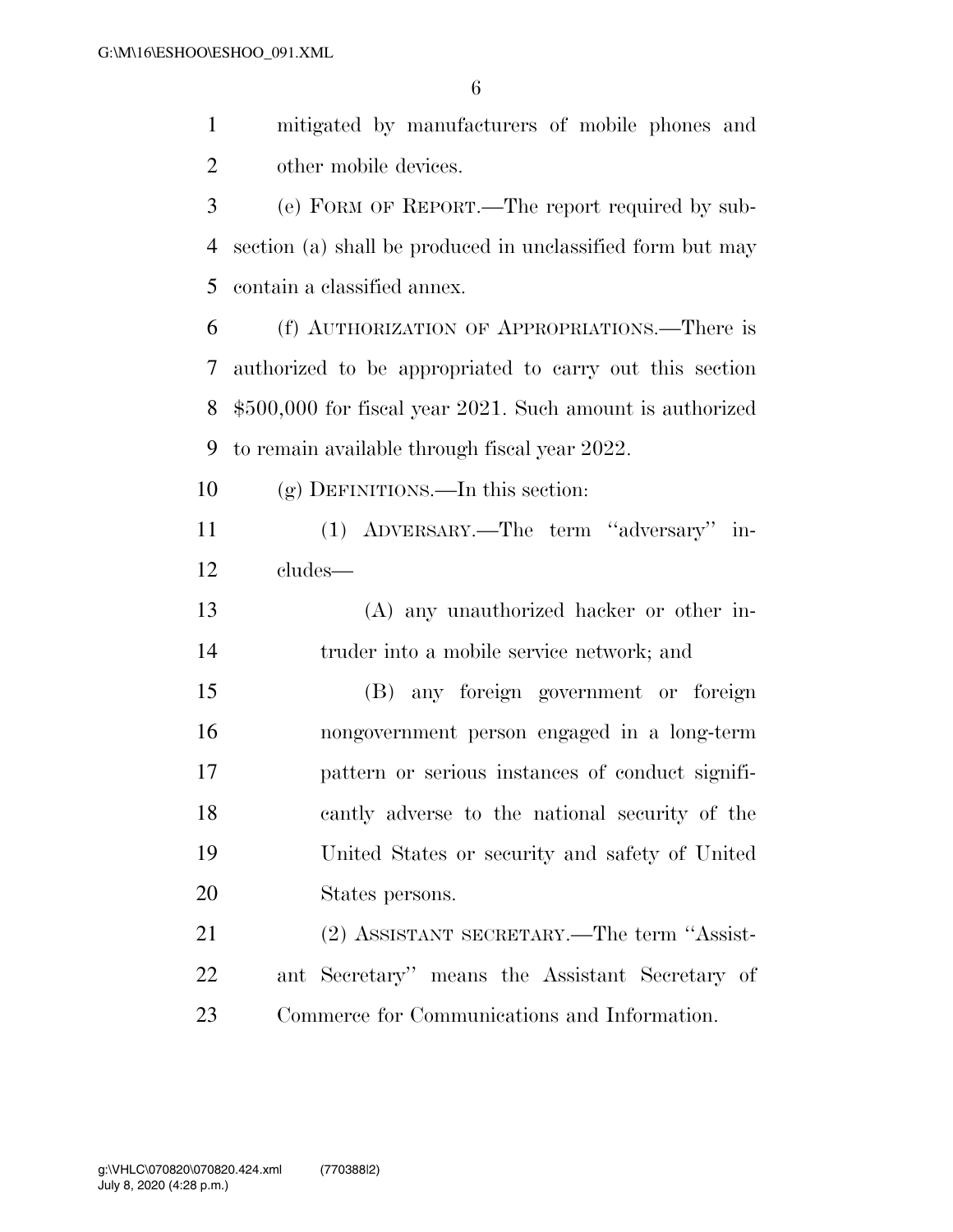mitigated by manufacturers of mobile phones and other mobile devices.

(e) FORM OF REPORT.—The report required by subsection (a) shall be produced in unclassified form but may contain a classified annex.

(f) AUTHORIZATION OF APPROPRIATIONS.—There is authorized to be appropriated to carry out this section $500,000 for fiscal year 2021. Such amount is authorized to remain available through fiscal year 2022.

(g) DEFINITIONS.—In this section:

(1) ADVERSARY.—The term ''adversary'' includes—

(A) any unauthorized hacker or other intruder into a mobile service network; and

(B) any foreign government or foreign nongovernment person engaged in a long-term pattern or serious instances of conduct significantly adverse to the national security of the United States or security and safety of United States persons.

(2) ASSISTANT SECRETARY.—The term ''Assistant Secretary'' means the Assistant Secretary of Commerce for Communications and Information.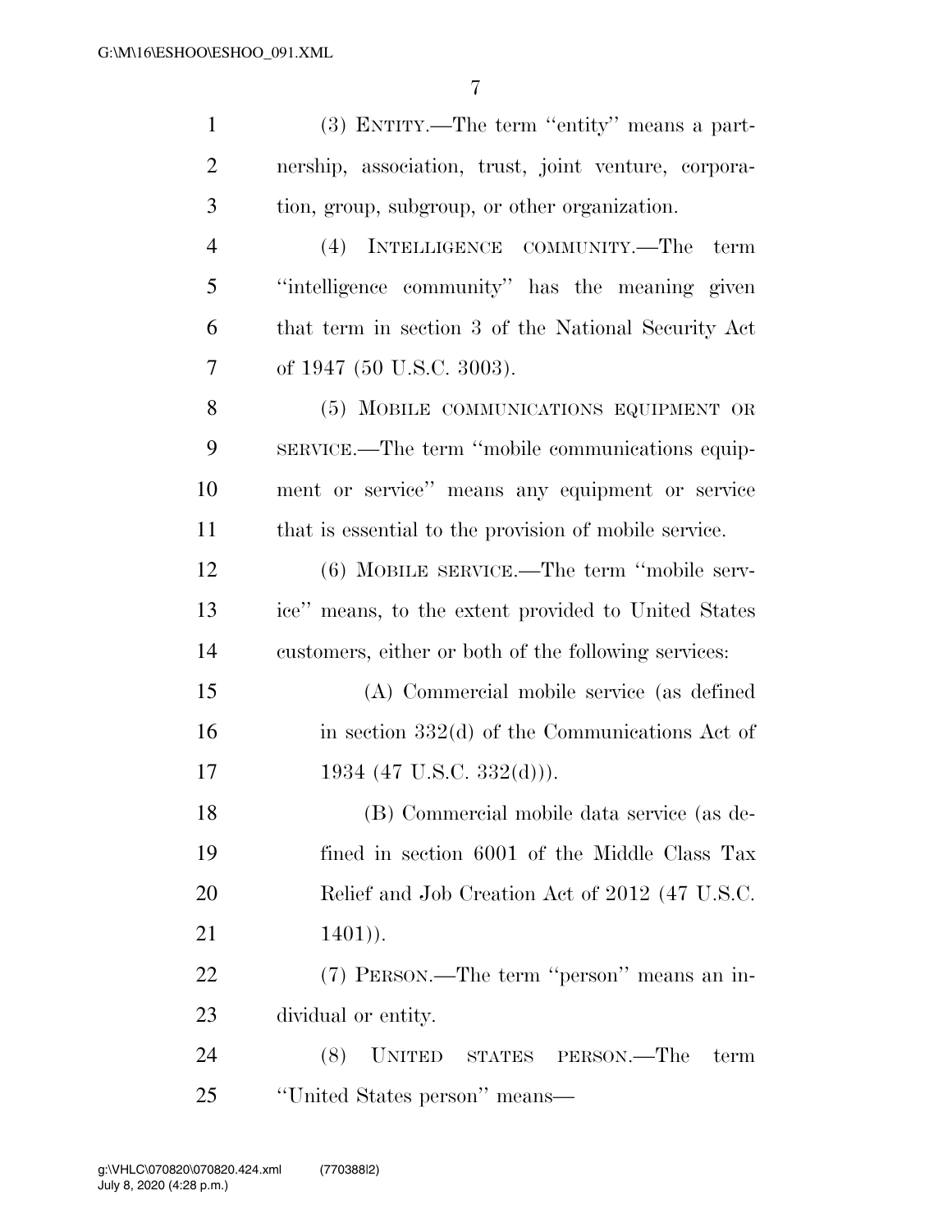(3) ENTITY.—The term ''entity'' means a partnership, association, trust, joint venture, corporation, group, subgroup, or other organization.

(4) INTELLIGENCE COMMUNITY.—The term ''intelligence community'' has the meaning given that term in section 3 of the National Security Act of 1947 (50 U.S.C. 3003).

(5) MOBILE COMMUNICATIONS EQUIPMENT OR SERVICE.—The term ''mobile communications equipment or service'' means any equipment or service that is essential to the provision of mobile service.

(6) MOBILE SERVICE.—The term ''mobile service'' means, to the extent provided to United States customers, either or both of the following services:

(A) Commercial mobile service (as defined in section 332(d) of the Communications Act of 1934 (47 U.S.C. 332(d))).

(B) Commercial mobile data service (as defined in section 6001 of the Middle Class Tax Relief and Job Creation Act of 2012 (47 U.S.C. 1401)).

(7) PERSON.—The term ''person'' means an individual or entity.

(8) UNITED STATES PERSON.—The term ''United States person'' means—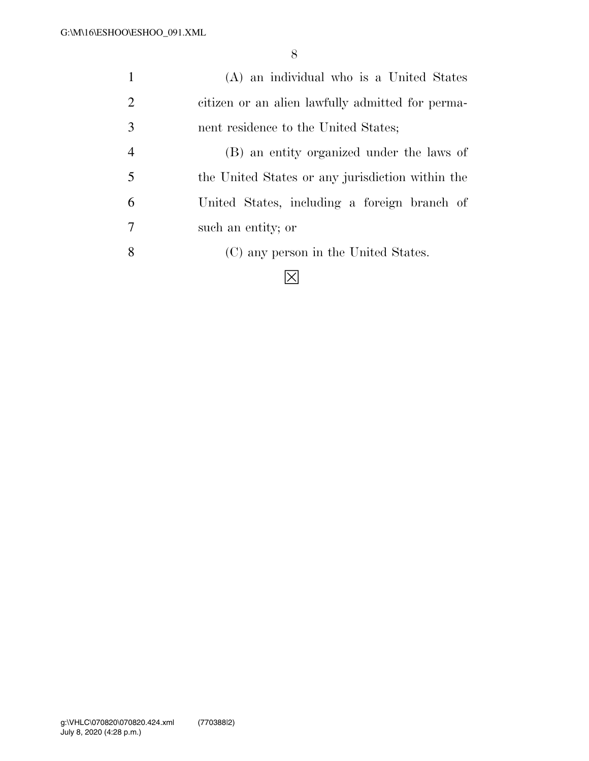(A) an individual who is a United States citizen or an alien lawfully admitted for permanent residence to the United States;

(B) an entity organized under the laws of the United States or any jurisdiction within the United States, including a foreign branch of such an entity; or

(C) any person in the United States.